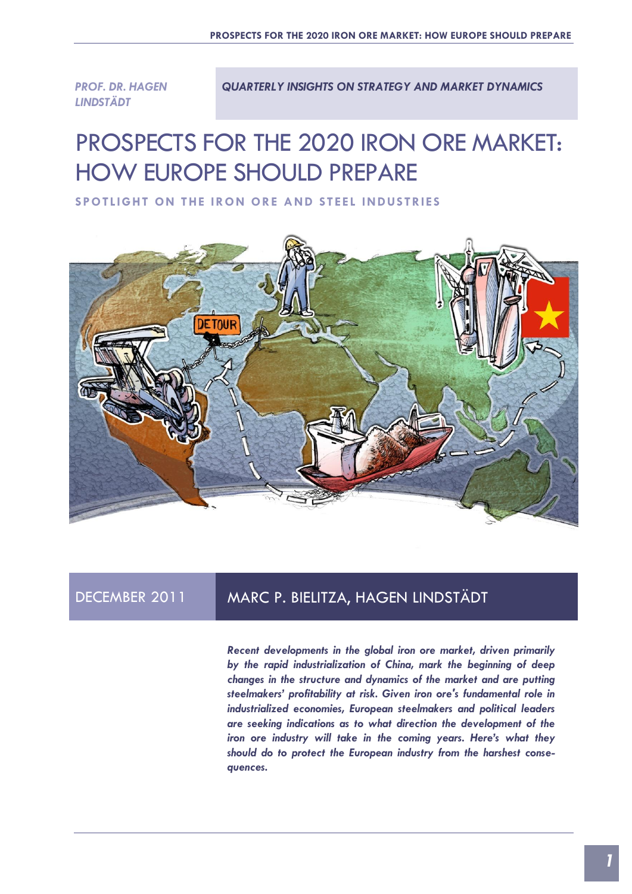PROF. DR. HAGEN LINDSTÄDT

*QUARTERLY INSIGHTS ON STRATEGY AND MARKET DYNAMICS*

# PROSPECTS FOR THE 2020 IRON ORE MARKET: HOW EUROPE SHOULD PREPARE

## SPOTLIGHT ON THE IRON ORE AND STEEL INDUSTRIES

DECEMBER 2011

MARC P. BIELITZA, HAGEN LINDSTÄDT

***Recent developments in the global iron ore market, driven primarily by the rapid industrialization of China, mark the beginning of deep changes in the structure and dynamics of the market and are putting steelmakers' profitability at risk. Given iron ore's fundamental role in industrialized economies, European steelmakers and political leaders are seeking indications as to what direction the development of the iron ore industry will take in the coming years. Here's what they should do to protect the European industry from the harshest consequences.***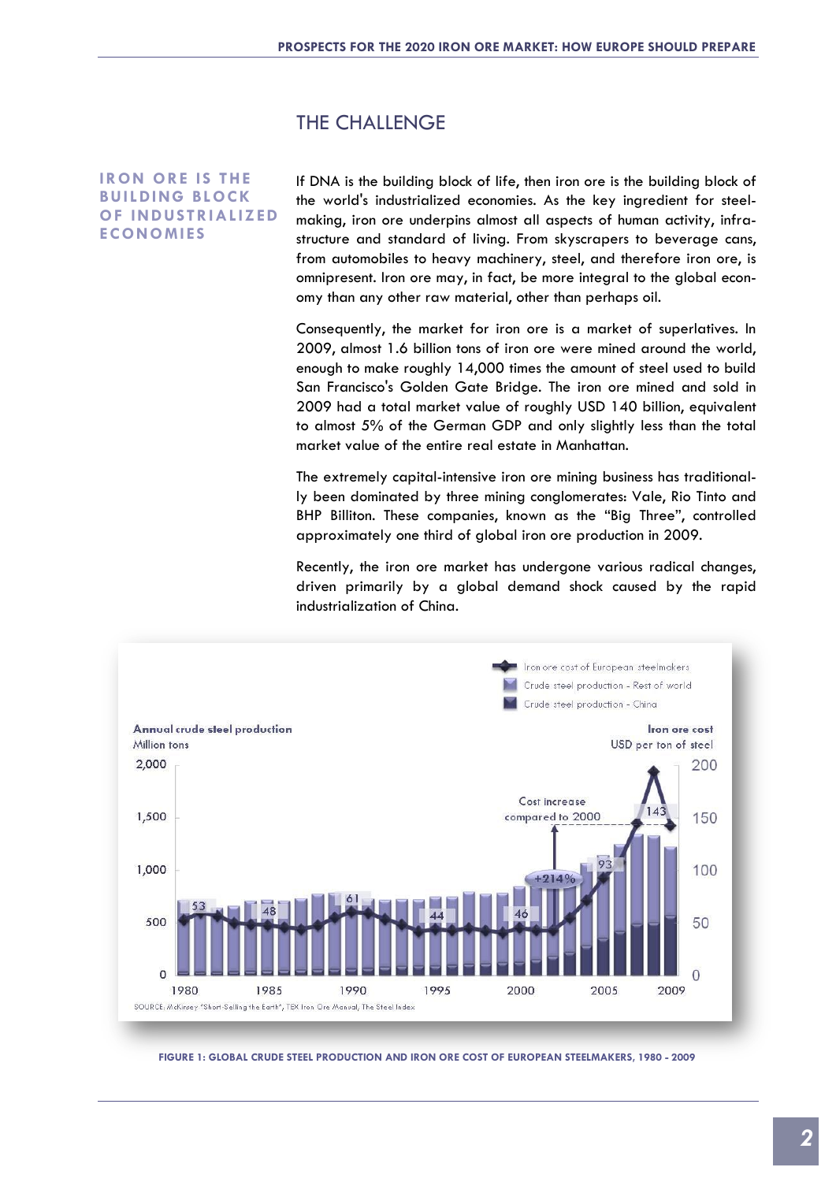## THE CHALLENGE

**IRON ORE IS THE BUILDING BLOCK OF INDUSTRIALIZED ECONOMIES**

If DNA is the building block of life, then iron ore is the building block of the world's industrialized economies. As the key ingredient for steel-making, iron ore underpins almost all aspects of human activity, infra-structure and standard of living. From skyscrapers to beverage cans, from automobiles to heavy machinery, steel, and therefore iron ore, is omnipresent. Iron ore may, in fact, be more integral to the global econ-omy than any other raw material, other than perhaps oil.

Consequently, the market for iron ore is a market of superlatives. In 2009, almost 1.6 billion tons of iron ore were mined around the world, enough to make roughly 14,000 times the amount of steel used to build San Francisco's Golden Gate Bridge. The iron ore mined and sold in 2009 had a total market value of roughly USD 140 billion, equivalent to almost 5% of the German GDP and only slightly less than the total market value of the entire real estate in Manhattan.

The extremely capital-intensive iron ore mining business has traditional-ly been dominated by three mining conglomerates: Vale, Rio Tinto and BHP Billiton. These companies, known as the "Big Three", controlled approximately one third of global iron ore production in 2009.

Recently, the iron ore market has undergone various radical changes, driven primarily by a global demand shock caused by the rapid industrialization of China.

Legend: Iron ore cost of European steelmakers; Crude steel production - Rest of world; Crude steel production - China

Annual crude steel production (Million tons) | Iron ore cost (USD per ton of steel)

Labeled iron ore cost values: 1980: 53; 1985: 48; 1990: 61; 1995: 44; 2000: 46; 2005: 93; 2008: 143. Cost increase compared to 2000: +214%

SOURCE: McKinsey "Short-Selling the Earth", TEX Iron Ore Manual, The Steel Index

FIGURE 1: GLOBAL CRUDE STEEL PRODUCTION AND IRON ORE COST OF EUROPEAN STEELMAKERS, 1980 - 2009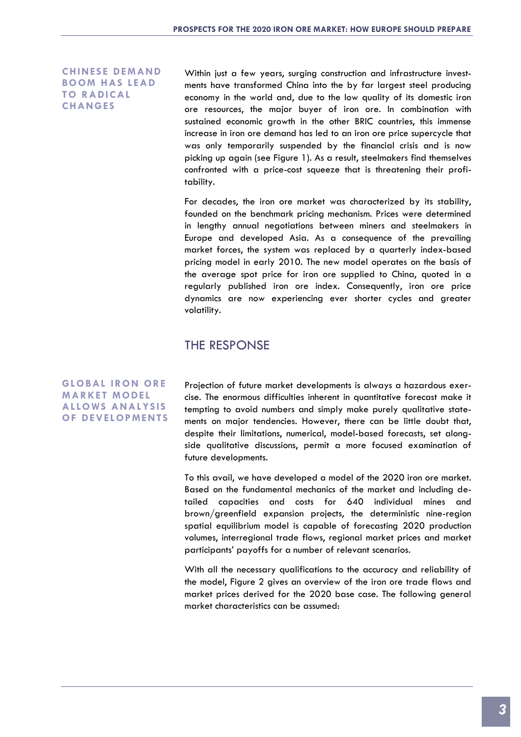**CHINESE DEMAND BOOM HAS LEAD TO RADICAL CHANGES**

Within just a few years, surging construction and infrastructure investments have transformed China into the by far largest steel producing economy in the world and, due to the low quality of its domestic iron ore resources, the major buyer of iron ore. In combination with sustained economic growth in the other BRIC countries, this immense increase in iron ore demand has led to an iron ore price supercycle that was only temporarily suspended by the financial crisis and is now picking up again (see Figure 1). As a result, steelmakers find themselves confronted with a price-cost squeeze that is threatening their profitability.

For decades, the iron ore market was characterized by its stability, founded on the benchmark pricing mechanism. Prices were determined in lengthy annual negotiations between miners and steelmakers in Europe and developed Asia. As a consequence of the prevailing market forces, the system was replaced by a quarterly index-based pricing model in early 2010. The new model operates on the basis of the average spot price for iron ore supplied to China, quoted in a regularly published iron ore index. Consequently, iron ore price dynamics are now experiencing ever shorter cycles and greater volatility.

## THE RESPONSE

**GLOBAL IRON ORE MARKET MODEL ALLOWS ANALYSIS OF DEVELOPMENTS**

Projection of future market developments is always a hazardous exercise. The enormous difficulties inherent in quantitative forecast make it tempting to avoid numbers and simply make purely qualitative statements on major tendencies. However, there can be little doubt that, despite their limitations, numerical, model-based forecasts, set alongside qualitative discussions, permit a more focused examination of future developments.

To this avail, we have developed a model of the 2020 iron ore market. Based on the fundamental mechanics of the market and including detailed capacities and costs for 640 individual mines and brown/greenfield expansion projects, the deterministic nine-region spatial equilibrium model is capable of forecasting 2020 production volumes, interregional trade flows, regional market prices and market participants' payoffs for a number of relevant scenarios.

With all the necessary qualifications to the accuracy and reliability of the model, Figure 2 gives an overview of the iron ore trade flows and market prices derived for the 2020 base case. The following general market characteristics can be assumed: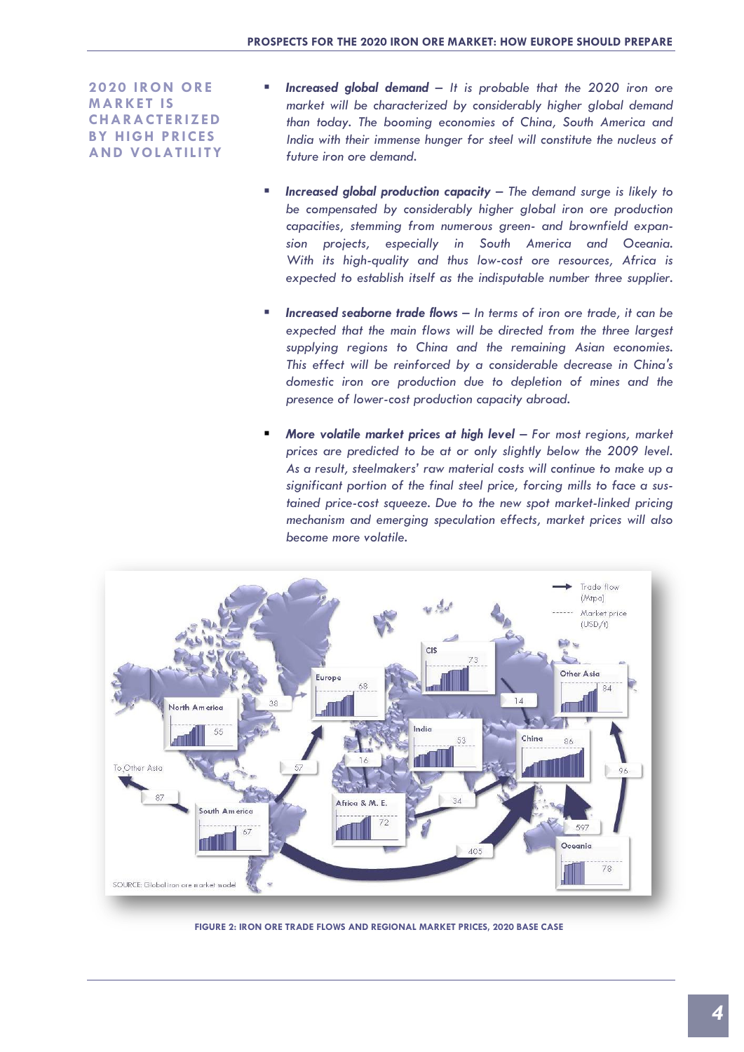## 2020 IRON ORE MARKET IS CHARACTERIZED BY HIGH PRICES AND VOLATILITY

- ***Increased global demand*** *– It is probable that the 2020 iron ore market will be characterized by considerably higher global demand than today. The booming economies of China, South America and India with their immense hunger for steel will constitute the nucleus of future iron ore demand.*

- ***Increased global production capacity*** *– The demand surge is likely to be compensated by considerably higher global iron ore production capacities, stemming from numerous green- and brownfield expansion projects, especially in South America and Oceania. With its high-quality and thus low-cost ore resources, Africa is expected to establish itself as the indisputable number three supplier.*

- ***Increased seaborne trade flows*** *– In terms of iron ore trade, it can be expected that the main flows will be directed from the three largest supplying regions to China and the remaining Asian economies. This effect will be reinforced by a considerable decrease in China's domestic iron ore production due to depletion of mines and the presence of lower-cost production capacity abroad.*

- ***More volatile market prices at high level*** *– For most regions, market prices are predicted to be at or only slightly below the 2009 level. As a result, steelmakers' raw material costs will continue to make up a significant portion of the final steel price, forcing mills to face a sustained price-cost squeeze. Due to the new spot market-linked pricing mechanism and emerging speculation effects, market prices will also become more volatile.*

**FIGURE 2: IRON ORE TRADE FLOWS AND REGIONAL MARKET PRICES, 2020 BASE CASE**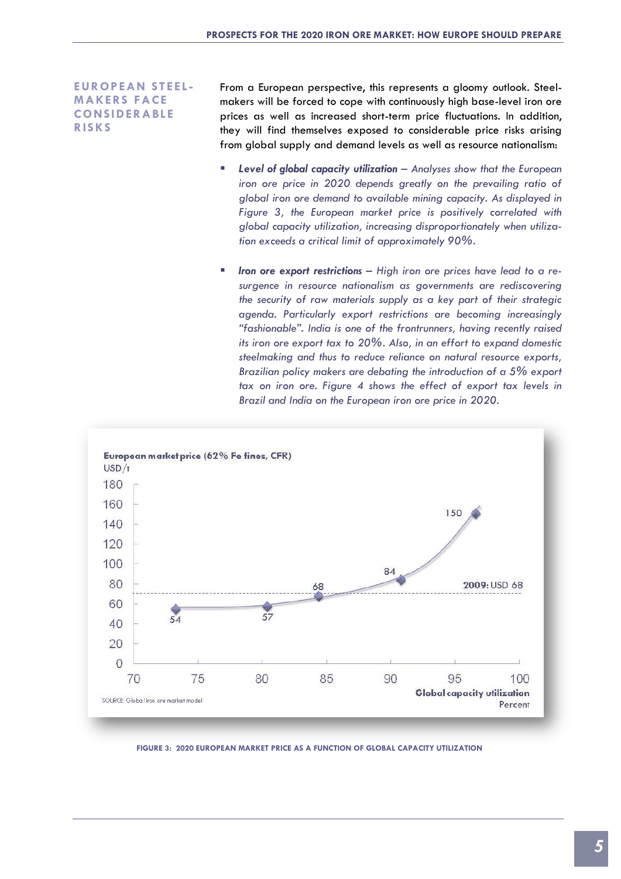## EUROPEAN STEEL-MAKERS FACE CONSIDERABLE RISKS

From a European perspective, this represents a gloomy outlook. Steel-makers will be forced to cope with continuously high base-level iron ore prices as well as increased short-term price fluctuations. In addition, they will find themselves exposed to considerable price risks arising from global supply and demand levels as well as resource nationalism:

- ***Level of global capacity utilization*** *– Analyses show that the European iron ore price in 2020 depends greatly on the prevailing ratio of global iron ore demand to available mining capacity. As displayed in Figure 3, the European market price is positively correlated with global capacity utilization, increasing disproportionately when utilization exceeds a critical limit of approximately 90%.*

- ***Iron ore export restrictions*** *– High iron ore prices have lead to a resurgence in resource nationalism as governments are rediscovering the security of raw materials supply as a key part of their strategic agenda. Particularly export restrictions are becoming increasingly "fashionable". India is one of the frontrunners, having recently raised its iron ore export tax to 20%. Also, in an effort to expand domestic steelmaking and thus to reduce reliance on natural resource exports, Brazilian policy makers are debating the introduction of a 5% export tax on iron ore. Figure 4 shows the effect of export tax levels in Brazil and India on the European iron ore price in 2020.*

European market price (62% Fe fines, CFR)
USD/t

| Global capacity utilization (Percent) | ~73 | ~81 | ~84 | ~91 | ~97 |
|---|---|---|---|---|---|
| European market price (USD/t) | 54 | 57 | 68 | 84 | 150 |

2009: USD 68

SOURCE: Global iron ore market model

FIGURE 3: 2020 EUROPEAN MARKET PRICE AS A FUNCTION OF GLOBAL CAPACITY UTILIZATION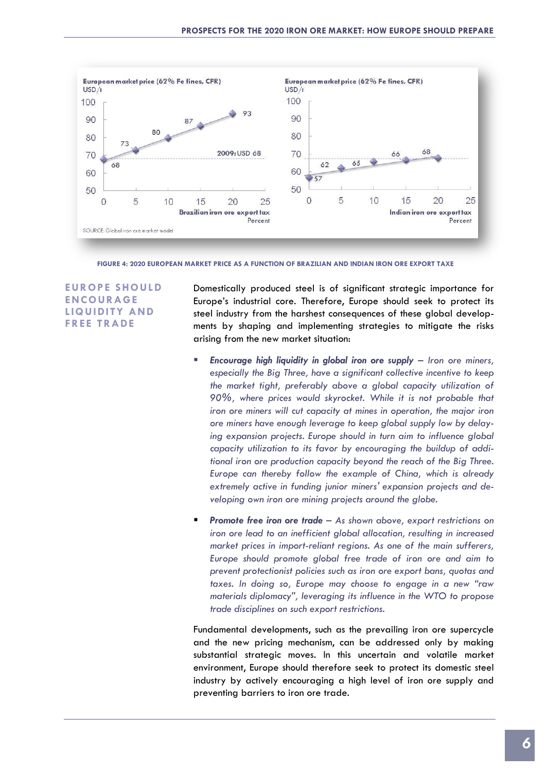European market price (62% Fe fines, CFR)
USD/t

| Brazilian iron ore export tax (Percent) | European market price (USD/t) |
|---|---|
| 0 | 68 |
| 5 | 73 |
| 10 | 80 |
| 15 | 87 |
| 20 | 93 |

2009: USD 68

European market price (62% Fe fines, CFR)
USD/t

| Indian iron ore export tax (Percent) | European market price (USD/t) |
|---|---|
| 0 | 57 |
| 5 | 62 |
| 10 | 65 |
| 15 | 66 |
| 20 | 68 |

SOURCE: Global iron ore market model

FIGURE 4: 2020 EUROPEAN MARKET PRICE AS A FUNCTION OF BRAZILIAN AND INDIAN IRON ORE EXPORT TAXE

## EUROPE SHOULD ENCOURAGE LIQUIDITY AND FREE TRADE

Domestically produced steel is of significant strategic importance for Europe's industrial core. Therefore, Europe should seek to protect its steel industry from the harshest consequences of these global developments by shaping and implementing strategies to mitigate the risks arising from the new market situation:

- ***Encourage high liquidity in global iron ore supply*** *– Iron ore miners, especially the Big Three, have a significant collective incentive to keep the market tight, preferably above a global capacity utilization of 90%, where prices would skyrocket. While it is not probable that iron ore miners will cut capacity at mines in operation, the major iron ore miners have enough leverage to keep global supply low by delaying expansion projects. Europe should in turn aim to influence global capacity utilization to its favor by encouraging the buildup of additional iron ore production capacity beyond the reach of the Big Three. Europe can thereby follow the example of China, which is already extremely active in funding junior miners' expansion projects and developing own iron ore mining projects around the globe.*

- ***Promote free iron ore trade*** *– As shown above, export restrictions on iron ore lead to an inefficient global allocation, resulting in increased market prices in import-reliant regions. As one of the main sufferers, Europe should promote global free trade of iron ore and aim to prevent protectionist policies such as iron ore export bans, quotas and taxes. In doing so, Europe may choose to engage in a new "raw materials diplomacy", leveraging its influence in the WTO to propose trade disciplines on such export restrictions.*

Fundamental developments, such as the prevailing iron ore supercycle and the new pricing mechanism, can be addressed only by making substantial strategic moves. In this uncertain and volatile market environment, Europe should therefore seek to protect its domestic steel industry by actively encouraging a high level of iron ore supply and preventing barriers to iron ore trade.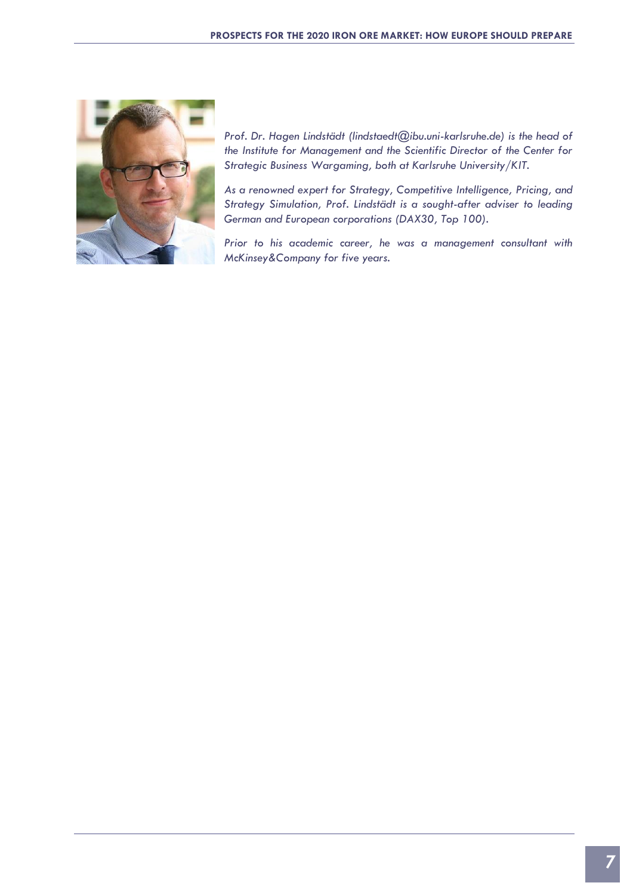*Prof. Dr. Hagen Lindstädt (lindstaedt@ibu.uni-karlsruhe.de) is the head of the Institute for Management and the Scientific Director of the Center for Strategic Business Wargaming, both at Karlsruhe University/KIT.*

*As a renowned expert for Strategy, Competitive Intelligence, Pricing, and Strategy Simulation, Prof. Lindstädt is a sought-after adviser to leading German and European corporations (DAX30, Top 100).*

*Prior to his academic career, he was a management consultant with McKinsey&Company for five years.*